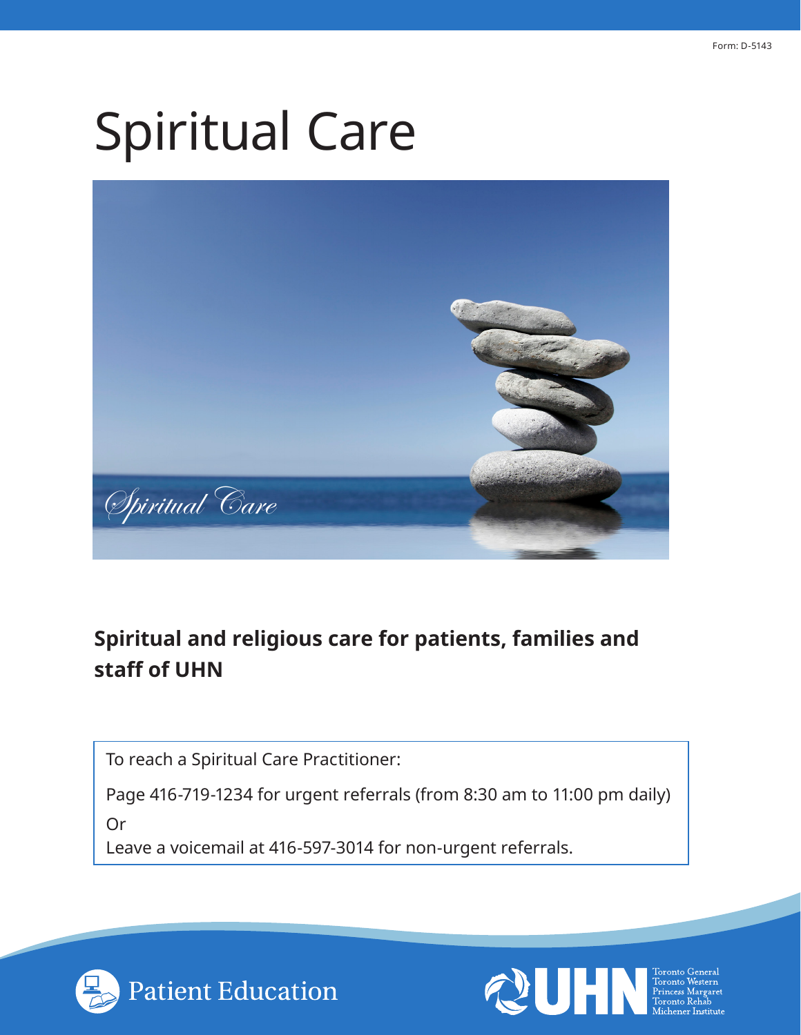Form: D-5143

# Spiritual Care

## Spiritual and religious care for patients, families and staff of UHN

To reach a Spiritual Care Practitioner:

Page 416-719-1234 for urgent referrals (from 8:30 am to 11:00 pm daily)

Or

Leave a voicemail at 416-597-3014 for non-urgent referrals.

Patient Education

UHN — Toronto General, Toronto Western, Princess Margaret, Toronto Rehab, Michener Institute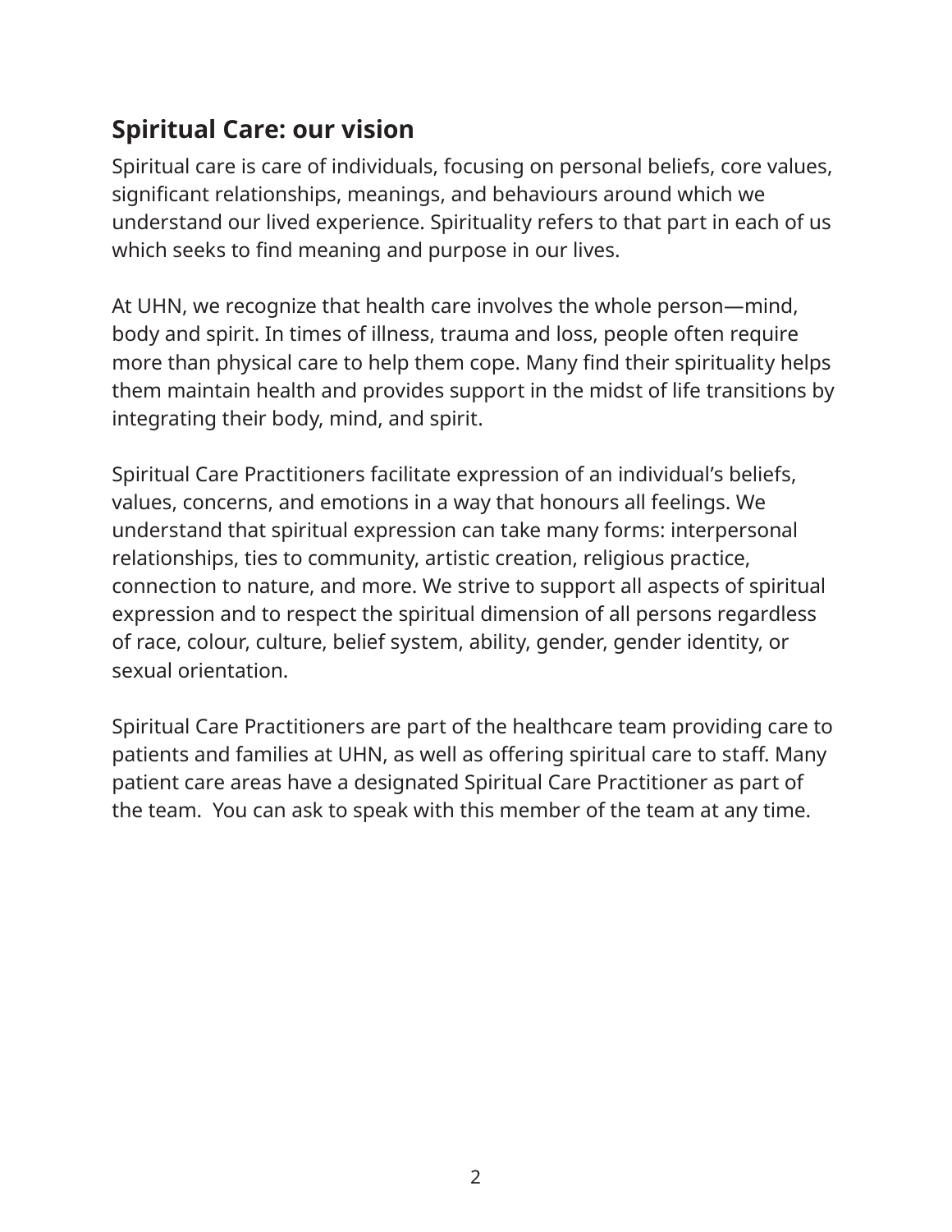## Spiritual Care: our vision

Spiritual care is care of individuals, focusing on personal beliefs, core values, significant relationships, meanings, and behaviours around which we understand our lived experience. Spirituality refers to that part in each of us which seeks to find meaning and purpose in our lives.

At UHN, we recognize that health care involves the whole person—mind, body and spirit. In times of illness, trauma and loss, people often require more than physical care to help them cope. Many find their spirituality helps them maintain health and provides support in the midst of life transitions by integrating their body, mind, and spirit.

Spiritual Care Practitioners facilitate expression of an individual's beliefs, values, concerns, and emotions in a way that honours all feelings. We understand that spiritual expression can take many forms: interpersonal relationships, ties to community, artistic creation, religious practice, connection to nature, and more. We strive to support all aspects of spiritual expression and to respect the spiritual dimension of all persons regardless of race, colour, culture, belief system, ability, gender, gender identity, or sexual orientation.

Spiritual Care Practitioners are part of the healthcare team providing care to patients and families at UHN, as well as offering spiritual care to staff. Many patient care areas have a designated Spiritual Care Practitioner as part of the team. You can ask to speak with this member of the team at any time.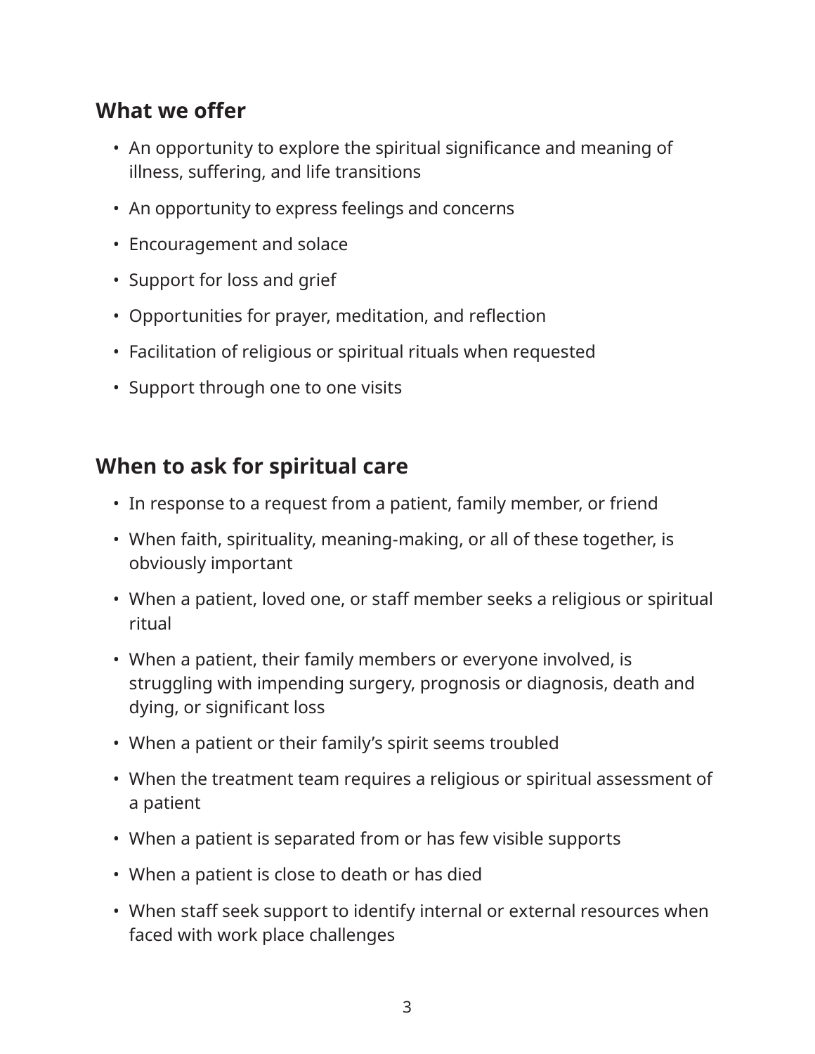## What we offer

- An opportunity to explore the spiritual significance and meaning of illness, suffering, and life transitions
- An opportunity to express feelings and concerns
- Encouragement and solace
- Support for loss and grief
- Opportunities for prayer, meditation, and reflection
- Facilitation of religious or spiritual rituals when requested
- Support through one to one visits

## When to ask for spiritual care

- In response to a request from a patient, family member, or friend
- When faith, spirituality, meaning-making, or all of these together, is obviously important
- When a patient, loved one, or staff member seeks a religious or spiritual ritual
- When a patient, their family members or everyone involved, is struggling with impending surgery, prognosis or diagnosis, death and dying, or significant loss
- When a patient or their family's spirit seems troubled
- When the treatment team requires a religious or spiritual assessment of a patient
- When a patient is separated from or has few visible supports
- When a patient is close to death or has died
- When staff seek support to identify internal or external resources when faced with work place challenges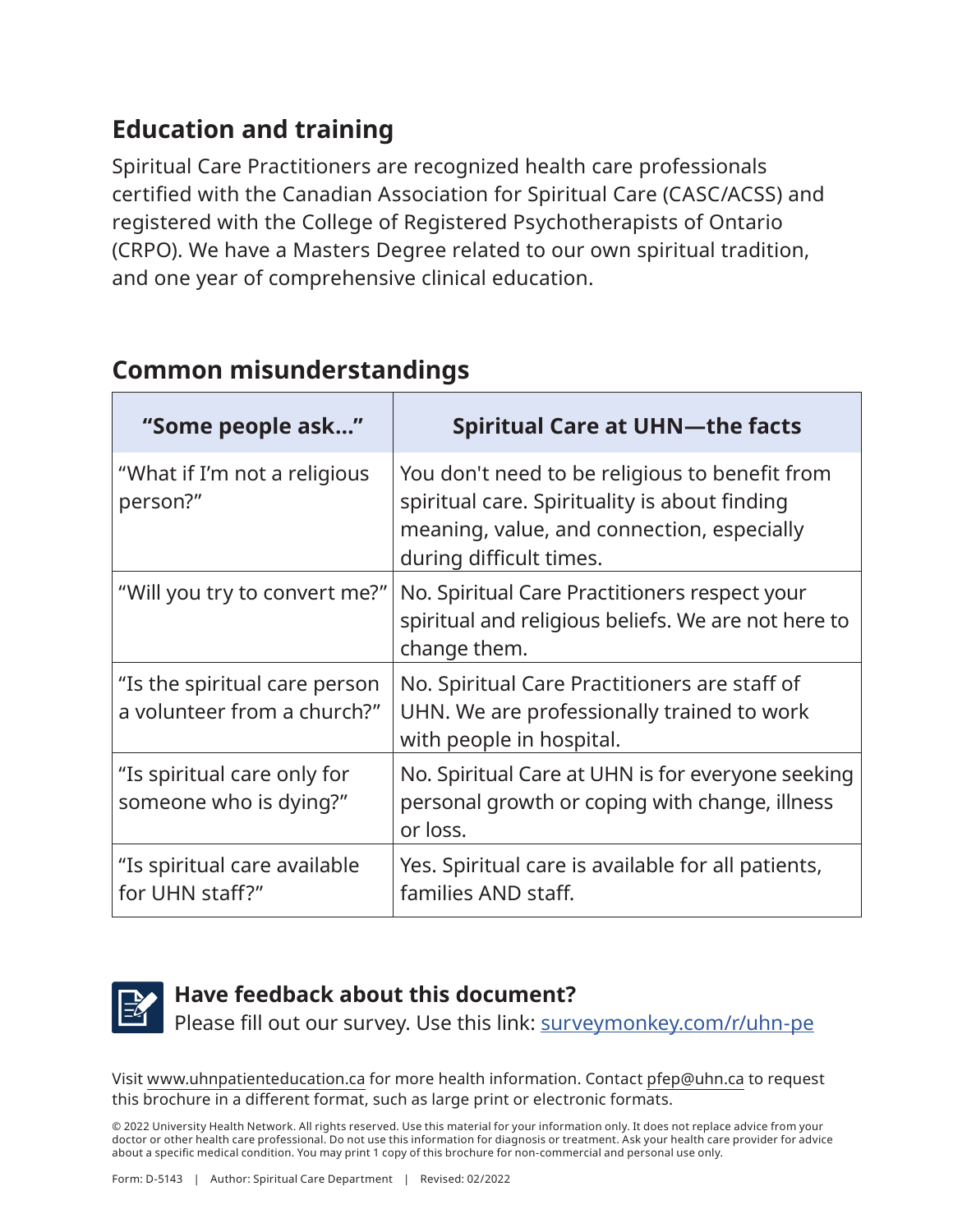## Education and training

Spiritual Care Practitioners are recognized health care professionals certified with the Canadian Association for Spiritual Care (CASC/ACSS) and registered with the College of Registered Psychotherapists of Ontario (CRPO). We have a Masters Degree related to our own spiritual tradition, and one year of comprehensive clinical education.

## Common misunderstandings

| "Some people ask…" | Spiritual Care at UHN—the facts |
|---|---|
| "What if I'm not a religious person?" | You don't need to be religious to benefit from spiritual care. Spirituality is about finding meaning, value, and connection, especially during difficult times. |
| "Will you try to convert me?" | No. Spiritual Care Practitioners respect your spiritual and religious beliefs. We are not here to change them. |
| "Is the spiritual care person a volunteer from a church?" | No. Spiritual Care Practitioners are staff of UHN. We are professionally trained to work with people in hospital. |
| "Is spiritual care only for someone who is dying?" | No. Spiritual Care at UHN is for everyone seeking personal growth or coping with change, illness or loss. |
| "Is spiritual care available for UHN staff?" | Yes. Spiritual care is available for all patients, families AND staff. |

**Have feedback about this document?**
Please fill out our survey. Use this link: surveymonkey.com/r/uhn-pe

Visit www.uhnpatienteducation.ca for more health information. Contact pfep@uhn.ca to request this brochure in a different format, such as large print or electronic formats.

© 2022 University Health Network. All rights reserved. Use this material for your information only. It does not replace advice from your doctor or other health care professional. Do not use this information for diagnosis or treatment. Ask your health care provider for advice about a specific medical condition. You may print 1 copy of this brochure for non-commercial and personal use only.

Form: D-5143 | Author: Spiritual Care Department | Revised: 02/2022